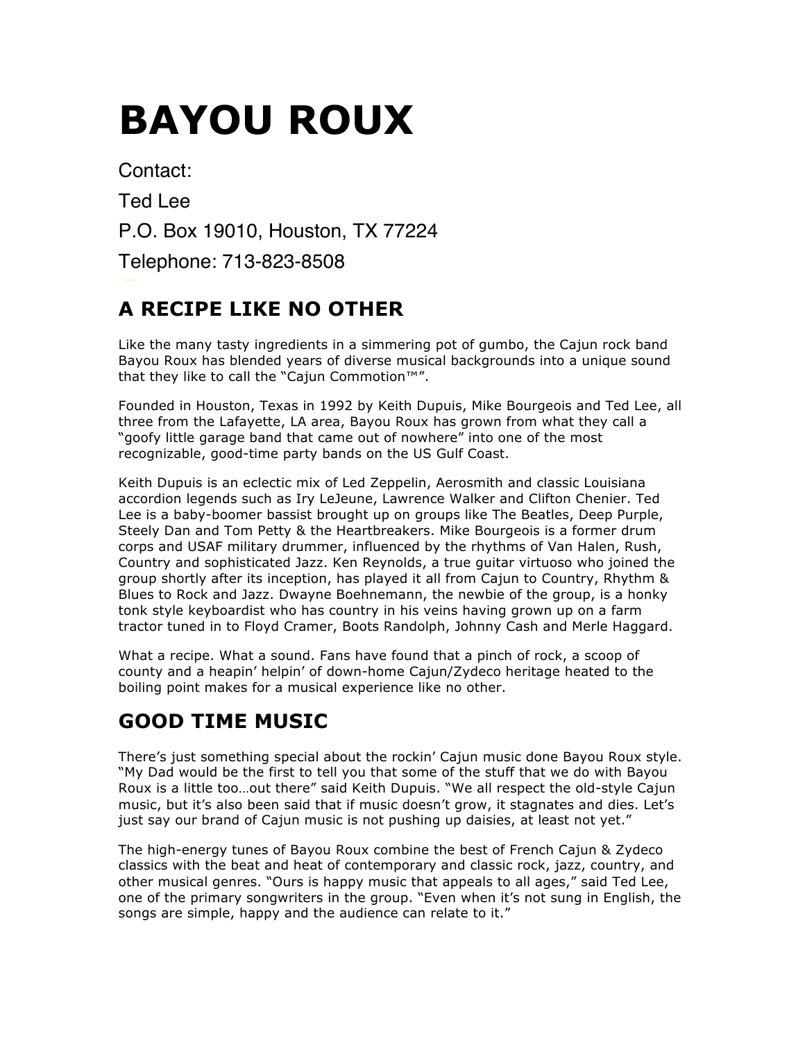# BAYOU ROUX

Contact:

Ted Lee

P.O. Box 19010, Houston, TX 77224

Telephone: 713-823-8508

## A RECIPE LIKE NO OTHER

Like the many tasty ingredients in a simmering pot of gumbo, the Cajun rock band Bayou Roux has blended years of diverse musical backgrounds into a unique sound that they like to call the "Cajun Commotion™".

Founded in Houston, Texas in 1992 by Keith Dupuis, Mike Bourgeois and Ted Lee, all three from the Lafayette, LA area, Bayou Roux has grown from what they call a "goofy little garage band that came out of nowhere" into one of the most recognizable, good-time party bands on the US Gulf Coast.

Keith Dupuis is an eclectic mix of Led Zeppelin, Aerosmith and classic Louisiana accordion legends such as Iry LeJeune, Lawrence Walker and Clifton Chenier. Ted Lee is a baby-boomer bassist brought up on groups like The Beatles, Deep Purple, Steely Dan and Tom Petty & the Heartbreakers. Mike Bourgeois is a former drum corps and USAF military drummer, influenced by the rhythms of Van Halen, Rush, Country and sophisticated Jazz. Ken Reynolds, a true guitar virtuoso who joined the group shortly after its inception, has played it all from Cajun to Country, Rhythm & Blues to Rock and Jazz. Dwayne Boehnemann, the newbie of the group, is a honky tonk style keyboardist who has country in his veins having grown up on a farm tractor tuned in to Floyd Cramer, Boots Randolph, Johnny Cash and Merle Haggard.

What a recipe. What a sound. Fans have found that a pinch of rock, a scoop of county and a heapin' helpin' of down-home Cajun/Zydeco heritage heated to the boiling point makes for a musical experience like no other.

## GOOD TIME MUSIC

There's just something special about the rockin' Cajun music done Bayou Roux style. "My Dad would be the first to tell you that some of the stuff that we do with Bayou Roux is a little too…out there" said Keith Dupuis. "We all respect the old-style Cajun music, but it's also been said that if music doesn't grow, it stagnates and dies. Let's just say our brand of Cajun music is not pushing up daisies, at least not yet."

The high-energy tunes of Bayou Roux combine the best of French Cajun & Zydeco classics with the beat and heat of contemporary and classic rock, jazz, country, and other musical genres. "Ours is happy music that appeals to all ages," said Ted Lee, one of the primary songwriters in the group. "Even when it's not sung in English, the songs are simple, happy and the audience can relate to it."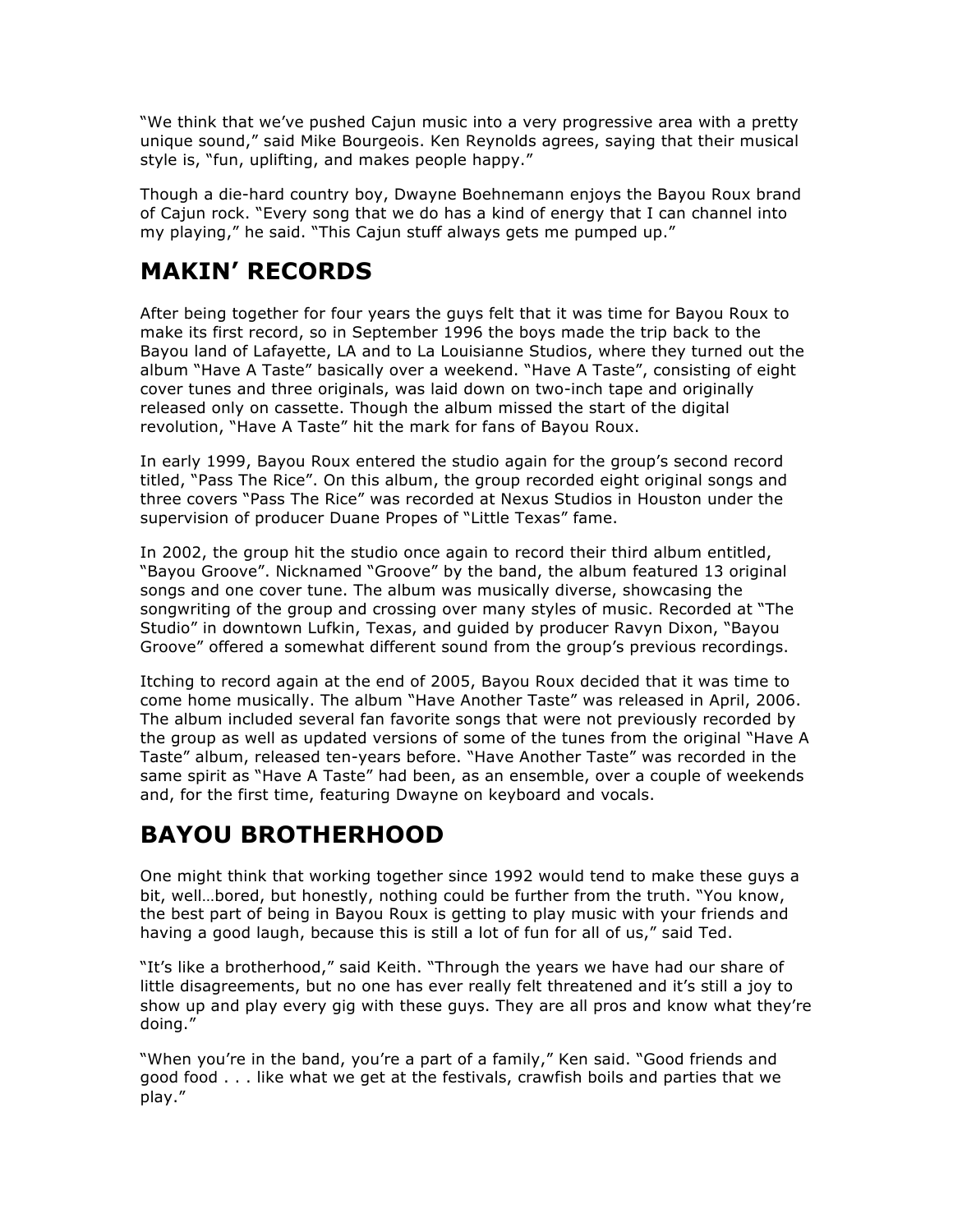"We think that we've pushed Cajun music into a very progressive area with a pretty unique sound," said Mike Bourgeois. Ken Reynolds agrees, saying that their musical style is, "fun, uplifting, and makes people happy."

Though a die-hard country boy, Dwayne Boehnemann enjoys the Bayou Roux brand of Cajun rock. "Every song that we do has a kind of energy that I can channel into my playing," he said. "This Cajun stuff always gets me pumped up."

## MAKIN' RECORDS

After being together for four years the guys felt that it was time for Bayou Roux to make its first record, so in September 1996 the boys made the trip back to the Bayou land of Lafayette, LA and to La Louisianne Studios, where they turned out the album "Have A Taste" basically over a weekend. "Have A Taste", consisting of eight cover tunes and three originals, was laid down on two-inch tape and originally released only on cassette. Though the album missed the start of the digital revolution, "Have A Taste" hit the mark for fans of Bayou Roux.

In early 1999, Bayou Roux entered the studio again for the group's second record titled, "Pass The Rice". On this album, the group recorded eight original songs and three covers "Pass The Rice" was recorded at Nexus Studios in Houston under the supervision of producer Duane Propes of "Little Texas" fame.

In 2002, the group hit the studio once again to record their third album entitled, "Bayou Groove". Nicknamed "Groove" by the band, the album featured 13 original songs and one cover tune. The album was musically diverse, showcasing the songwriting of the group and crossing over many styles of music. Recorded at "The Studio" in downtown Lufkin, Texas, and guided by producer Ravyn Dixon, "Bayou Groove" offered a somewhat different sound from the group's previous recordings.

Itching to record again at the end of 2005, Bayou Roux decided that it was time to come home musically. The album "Have Another Taste" was released in April, 2006. The album included several fan favorite songs that were not previously recorded by the group as well as updated versions of some of the tunes from the original "Have A Taste" album, released ten-years before. "Have Another Taste" was recorded in the same spirit as "Have A Taste" had been, as an ensemble, over a couple of weekends and, for the first time, featuring Dwayne on keyboard and vocals.

## BAYOU BROTHERHOOD

One might think that working together since 1992 would tend to make these guys a bit, well…bored, but honestly, nothing could be further from the truth. "You know, the best part of being in Bayou Roux is getting to play music with your friends and having a good laugh, because this is still a lot of fun for all of us," said Ted.

"It's like a brotherhood," said Keith. "Through the years we have had our share of little disagreements, but no one has ever really felt threatened and it's still a joy to show up and play every gig with these guys. They are all pros and know what they're doing."

"When you're in the band, you're a part of a family," Ken said. "Good friends and good food . . . like what we get at the festivals, crawfish boils and parties that we play."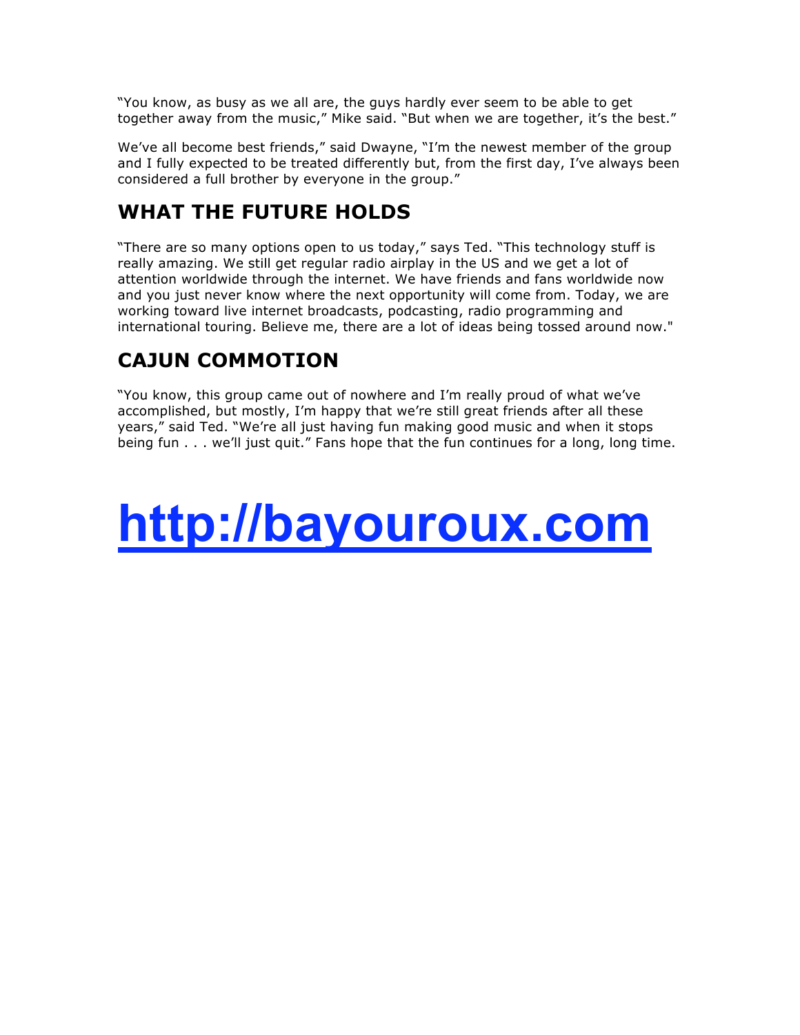"You know, as busy as we all are, the guys hardly ever seem to be able to get together away from the music," Mike said. "But when we are together, it's the best."

We've all become best friends," said Dwayne, "I'm the newest member of the group and I fully expected to be treated differently but, from the first day, I've always been considered a full brother by everyone in the group."

## WHAT THE FUTURE HOLDS

"There are so many options open to us today," says Ted. "This technology stuff is really amazing. We still get regular radio airplay in the US and we get a lot of attention worldwide through the internet. We have friends and fans worldwide now and you just never know where the next opportunity will come from. Today, we are working toward live internet broadcasts, podcasting, radio programming and international touring. Believe me, there are a lot of ideas being tossed around now."

## CAJUN COMMOTION

"You know, this group came out of nowhere and I'm really proud of what we've accomplished, but mostly, I'm happy that we're still great friends after all these years," said Ted. "We're all just having fun making good music and when it stops being fun . . . we'll just quit." Fans hope that the fun continues for a long, long time.

# http://bayouroux.com